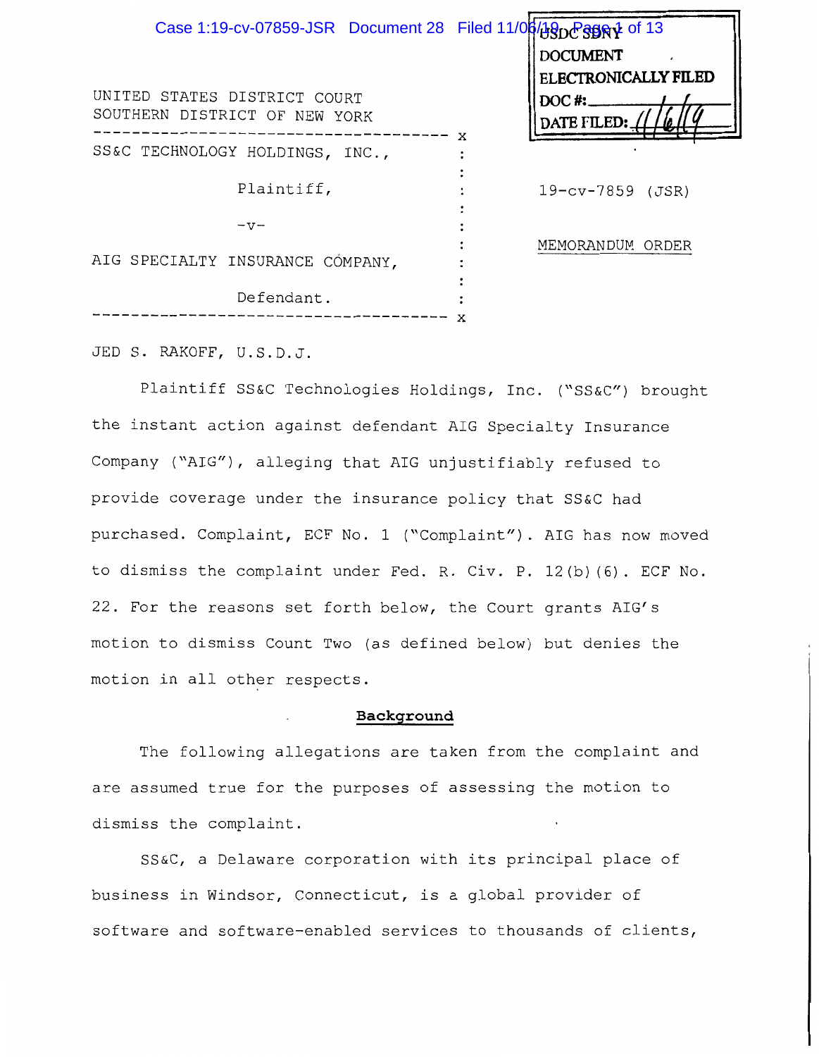UNITED STATES DISTRICT COURT
SOUTHERN DISTRICT OF NEW YORK

SS&C TECHNOLOGY HOLDINGS, INC.,

Plaintiff,

-v-

AIG SPECIALTY INSURANCE COMPANY,

Defendant.

19-cv-7859 (JSR)

MEMORANDUM ORDER

JED S. RAKOFF, U.S.D.J.

Plaintiff SS&C Technologies Holdings, Inc. ("SS&C") brought the instant action against defendant AIG Specialty Insurance Company ("AIG"), alleging that AIG unjustifiably refused to provide coverage under the insurance policy that SS&C had purchased. Complaint, ECF No. 1 ("Complaint"). AIG has now moved to dismiss the complaint under Fed. R. Civ. P. 12(b)(6). ECF No. 22. For the reasons set forth below, the Court grants AIG's motion to dismiss Count Two (as defined below) but denies the motion in all other respects.

**Background**

The following allegations are taken from the complaint and are assumed true for the purposes of assessing the motion to dismiss the complaint.

SS&C, a Delaware corporation with its principal place of business in Windsor, Connecticut, is a global provider of software and software-enabled services to thousands of clients,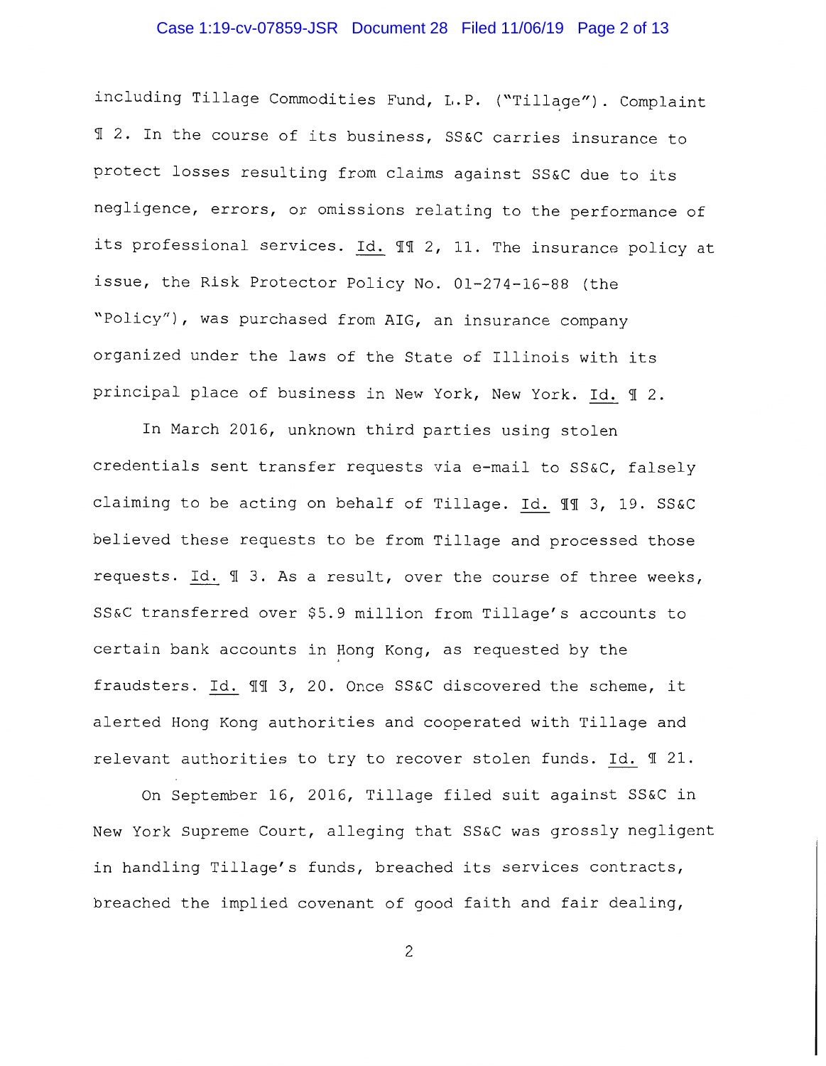including Tillage Commodities Fund, L.P. ("Tillage"). Complaint ¶ 2. In the course of its business, SS&C carries insurance to protect losses resulting from claims against SS&C due to its negligence, errors, or omissions relating to the performance of its professional services. Id. ¶¶ 2, 11. The insurance policy at issue, the Risk Protector Policy No. 01-274-16-88 (the "Policy"), was purchased from AIG, an insurance company organized under the laws of the State of Illinois with its principal place of business in New York, New York. Id. ¶ 2.

In March 2016, unknown third parties using stolen credentials sent transfer requests via e-mail to SS&C, falsely claiming to be acting on behalf of Tillage. Id. ¶¶ 3, 19. SS&C believed these requests to be from Tillage and processed those requests. Id. ¶ 3. As a result, over the course of three weeks, SS&C transferred over $5.9 million from Tillage's accounts to certain bank accounts in Hong Kong, as requested by the fraudsters. Id. ¶¶ 3, 20. Once SS&C discovered the scheme, it alerted Hong Kong authorities and cooperated with Tillage and relevant authorities to try to recover stolen funds. Id. ¶ 21.

On September 16, 2016, Tillage filed suit against SS&C in New York Supreme Court, alleging that SS&C was grossly negligent in handling Tillage's funds, breached its services contracts, breached the implied covenant of good faith and fair dealing,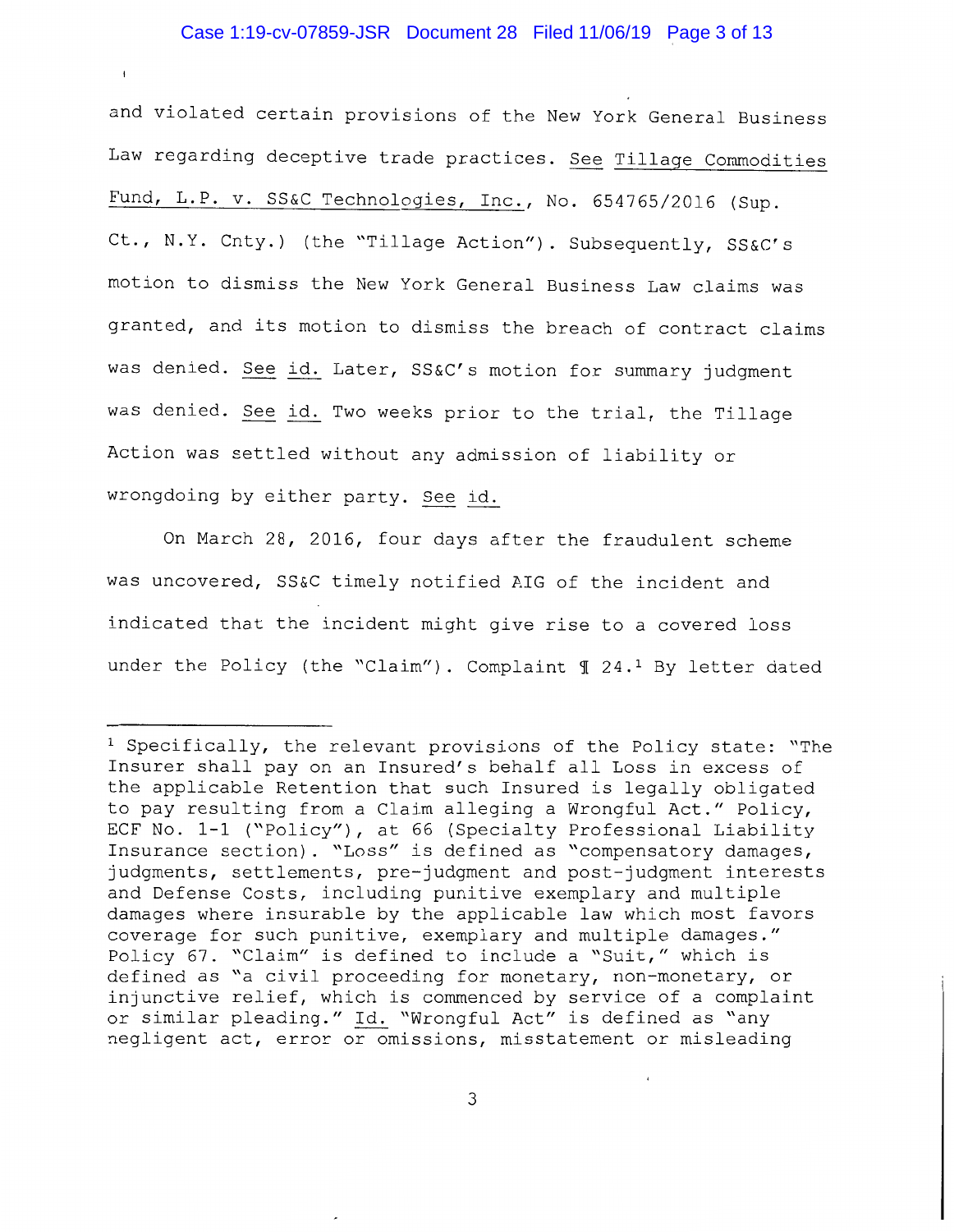and violated certain provisions of the New York General Business Law regarding deceptive trade practices. See Tillage Commodities Fund, L.P. v. SS&C Technologies, Inc., No. 654765/2016 (Sup. Ct., N.Y. Cnty.) (the "Tillage Action"). Subsequently, SS&C's motion to dismiss the New York General Business Law claims was granted, and its motion to dismiss the breach of contract claims was denied. See id. Later, SS&C's motion for summary judgment was denied. See id. Two weeks prior to the trial, the Tillage Action was settled without any admission of liability or wrongdoing by either party. See id.

On March 28, 2016, four days after the fraudulent scheme was uncovered, SS&C timely notified AIG of the incident and indicated that the incident might give rise to a covered loss under the Policy (the "Claim"). Complaint ¶ 24.[1] By letter dated

---

[1] Specifically, the relevant provisions of the Policy state: "The Insurer shall pay on an Insured's behalf all Loss in excess of the applicable Retention that such Insured is legally obligated to pay resulting from a Claim alleging a Wrongful Act." Policy, ECF No. 1-1 ("Policy"), at 66 (Specialty Professional Liability Insurance section). "Loss" is defined as "compensatory damages, judgments, settlements, pre-judgment and post-judgment interests and Defense Costs, including punitive exemplary and multiple damages where insurable by the applicable law which most favors coverage for such punitive, exemplary and multiple damages." Policy 67. "Claim" is defined to include a "Suit," which is defined as "a civil proceeding for monetary, non-monetary, or injunctive relief, which is commenced by service of a complaint or similar pleading." Id. "Wrongful Act" is defined as "any negligent act, error or omissions, misstatement or misleading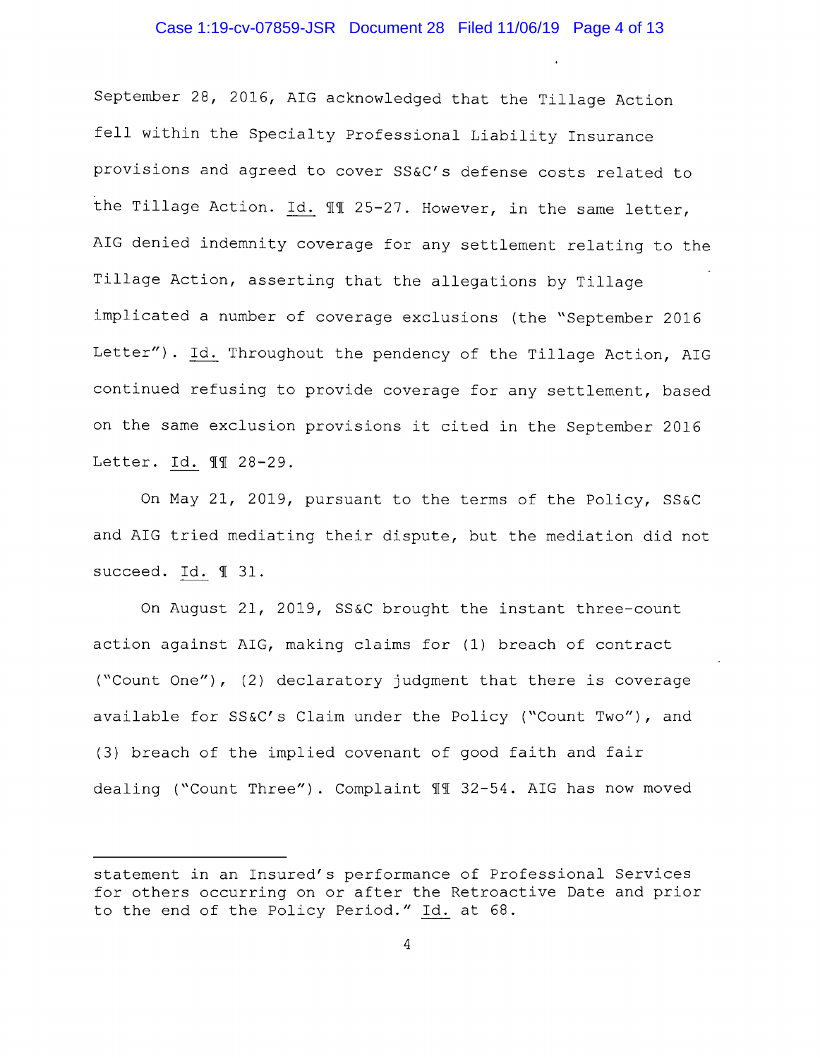September 28, 2016, AIG acknowledged that the Tillage Action fell within the Specialty Professional Liability Insurance provisions and agreed to cover SS&C's defense costs related to the Tillage Action. Id. ¶¶ 25-27. However, in the same letter, AIG denied indemnity coverage for any settlement relating to the Tillage Action, asserting that the allegations by Tillage implicated a number of coverage exclusions (the "September 2016 Letter"). Id. Throughout the pendency of the Tillage Action, AIG continued refusing to provide coverage for any settlement, based on the same exclusion provisions it cited in the September 2016 Letter. Id. ¶¶ 28-29.

On May 21, 2019, pursuant to the terms of the Policy, SS&C and AIG tried mediating their dispute, but the mediation did not succeed. Id. ¶ 31.

On August 21, 2019, SS&C brought the instant three-count action against AIG, making claims for (1) breach of contract ("Count One"), (2) declaratory judgment that there is coverage available for SS&C's Claim under the Policy ("Count Two"), and (3) breach of the implied covenant of good faith and fair dealing ("Count Three"). Complaint ¶¶ 32-54. AIG has now moved

---

statement in an Insured's performance of Professional Services for others occurring on or after the Retroactive Date and prior to the end of the Policy Period." Id. at 68.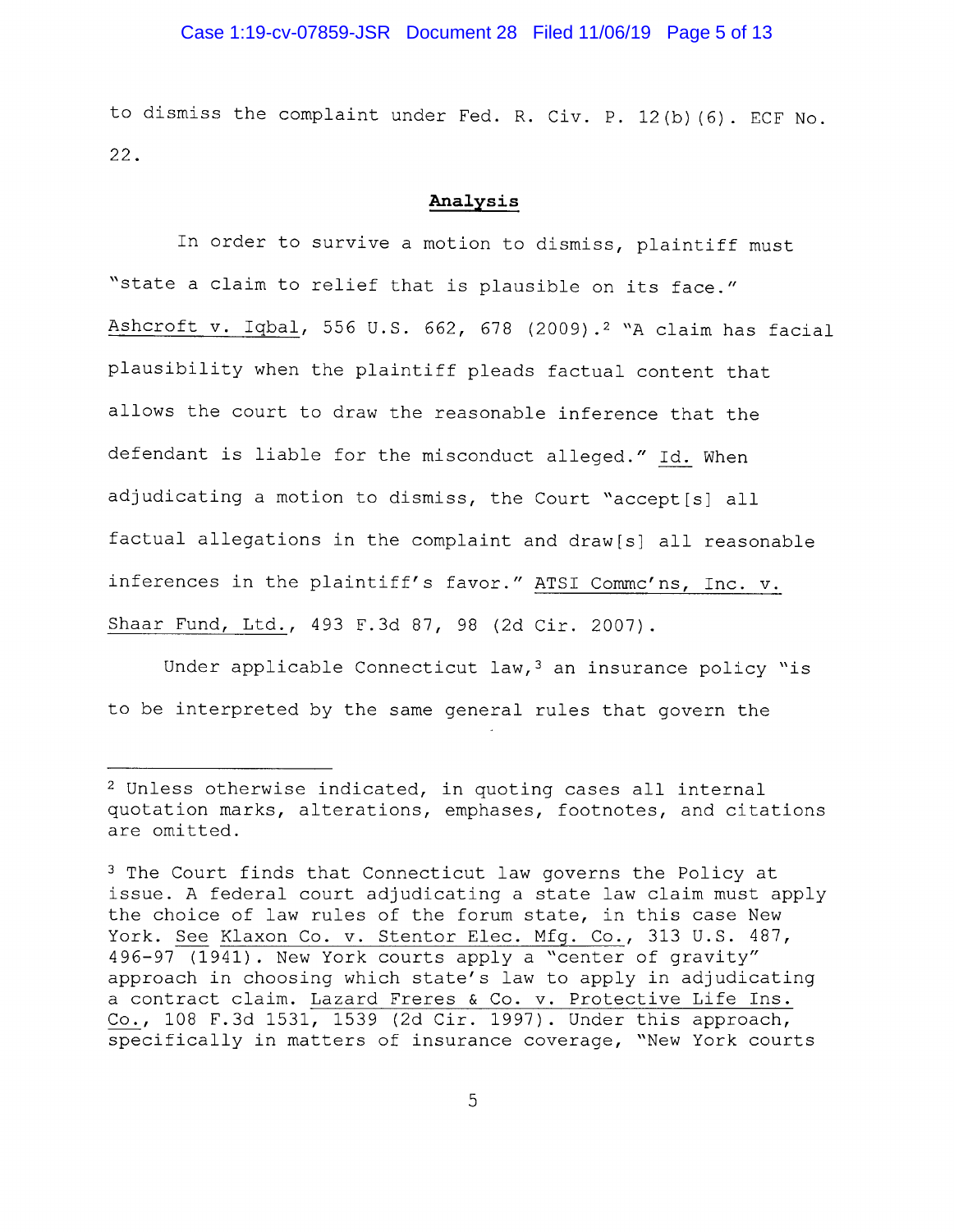to dismiss the complaint under Fed. R. Civ. P. 12(b)(6). ECF No. 22.

## Analysis

In order to survive a motion to dismiss, plaintiff must "state a claim to relief that is plausible on its face." Ashcroft v. Iqbal, 556 U.S. 662, 678 (2009).[2] "A claim has facial plausibility when the plaintiff pleads factual content that allows the court to draw the reasonable inference that the defendant is liable for the misconduct alleged." Id. When adjudicating a motion to dismiss, the Court "accept[s] all factual allegations in the complaint and draw[s] all reasonable inferences in the plaintiff's favor." ATSI Commc'ns, Inc. v. Shaar Fund, Ltd., 493 F.3d 87, 98 (2d Cir. 2007).

Under applicable Connecticut law,[3] an insurance policy "is to be interpreted by the same general rules that govern the

---

[2] Unless otherwise indicated, in quoting cases all internal quotation marks, alterations, emphases, footnotes, and citations are omitted.

[3] The Court finds that Connecticut law governs the Policy at issue. A federal court adjudicating a state law claim must apply the choice of law rules of the forum state, in this case New York. See Klaxon Co. v. Stentor Elec. Mfg. Co., 313 U.S. 487, 496-97 (1941). New York courts apply a "center of gravity" approach in choosing which state's law to apply in adjudicating a contract claim. Lazard Freres & Co. v. Protective Life Ins. Co., 108 F.3d 1531, 1539 (2d Cir. 1997). Under this approach, specifically in matters of insurance coverage, "New York courts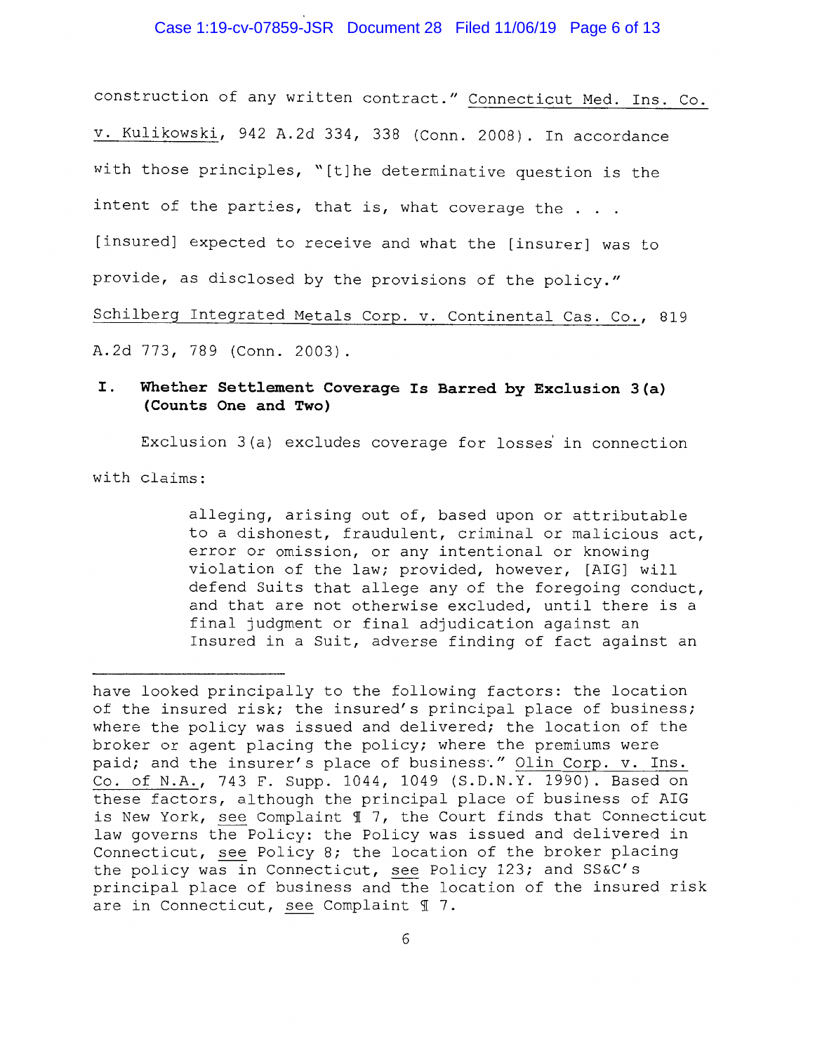construction of any written contract." Connecticut Med. Ins. Co. v. Kulikowski, 942 A.2d 334, 338 (Conn. 2008). In accordance with those principles, "[t]he determinative question is the intent of the parties, that is, what coverage the . . . [insured] expected to receive and what the [insurer] was to provide, as disclosed by the provisions of the policy." Schilberg Integrated Metals Corp. v. Continental Cas. Co., 819 A.2d 773, 789 (Conn. 2003).

## I. Whether Settlement Coverage Is Barred by Exclusion 3(a) (Counts One and Two)

Exclusion 3(a) excludes coverage for losses in connection with claims:

> alleging, arising out of, based upon or attributable to a dishonest, fraudulent, criminal or malicious act, error or omission, or any intentional or knowing violation of the law; provided, however, [AIG] will defend Suits that allege any of the foregoing conduct, and that are not otherwise excluded, until there is a final judgment or final adjudication against an Insured in a Suit, adverse finding of fact against an

---

have looked principally to the following factors: the location of the insured risk; the insured's principal place of business; where the policy was issued and delivered; the location of the broker or agent placing the policy; where the premiums were paid; and the insurer's place of business." Olin Corp. v. Ins. Co. of N.A., 743 F. Supp. 1044, 1049 (S.D.N.Y. 1990). Based on these factors, although the principal place of business of AIG is New York, see Complaint ¶ 7, the Court finds that Connecticut law governs the Policy: the Policy was issued and delivered in Connecticut, see Policy 8; the location of the broker placing the policy was in Connecticut, see Policy 123; and SS&C's principal place of business and the location of the insured risk are in Connecticut, see Complaint ¶ 7.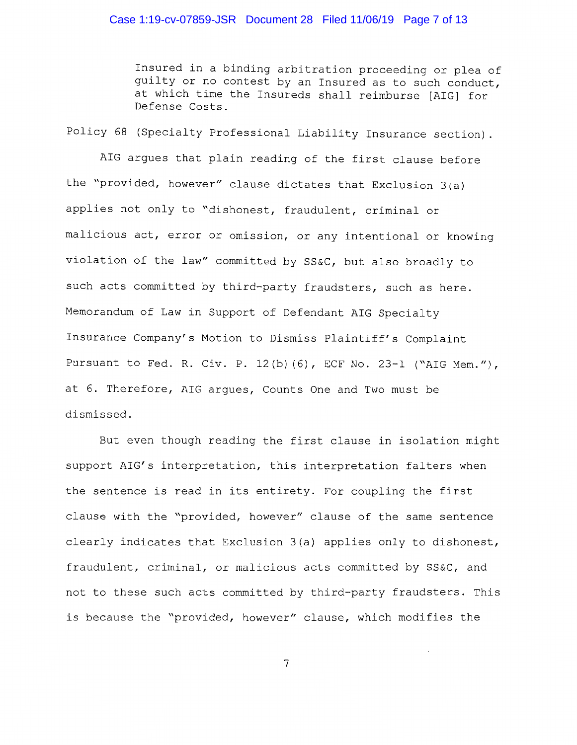> Insured in a binding arbitration proceeding or plea of guilty or no contest by an Insured as to such conduct, at which time the Insureds shall reimburse [AIG] for Defense Costs.

Policy 68 (Specialty Professional Liability Insurance section).

AIG argues that plain reading of the first clause before the "provided, however" clause dictates that Exclusion 3(a) applies not only to "dishonest, fraudulent, criminal or malicious act, error or omission, or any intentional or knowing violation of the law" committed by SS&C, but also broadly to such acts committed by third-party fraudsters, such as here. Memorandum of Law in Support of Defendant AIG Specialty Insurance Company's Motion to Dismiss Plaintiff's Complaint Pursuant to Fed. R. Civ. P. 12(b)(6), ECF No. 23-1 ("AIG Mem."), at 6. Therefore, AIG argues, Counts One and Two must be dismissed.

But even though reading the first clause in isolation might support AIG's interpretation, this interpretation falters when the sentence is read in its entirety. For coupling the first clause with the "provided, however" clause of the same sentence clearly indicates that Exclusion 3(a) applies only to dishonest, fraudulent, criminal, or malicious acts committed by SS&C, and not to these such acts committed by third-party fraudsters. This is because the "provided, however" clause, which modifies the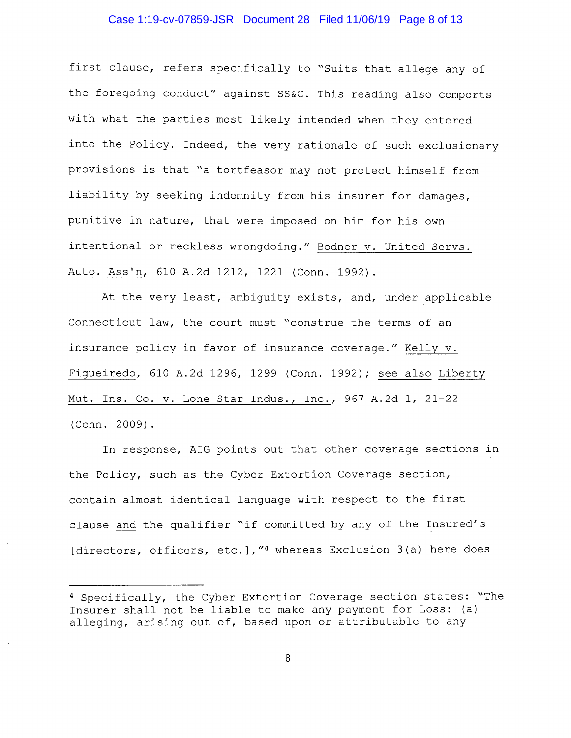first clause, refers specifically to "Suits that allege any of the foregoing conduct" against SS&C. This reading also comports with what the parties most likely intended when they entered into the Policy. Indeed, the very rationale of such exclusionary provisions is that "a tortfeasor may not protect himself from liability by seeking indemnity from his insurer for damages, punitive in nature, that were imposed on him for his own intentional or reckless wrongdoing." Bodner v. United Servs. Auto. Ass'n, 610 A.2d 1212, 1221 (Conn. 1992).

At the very least, ambiguity exists, and, under applicable Connecticut law, the court must "construe the terms of an insurance policy in favor of insurance coverage." Kelly v. Figueiredo, 610 A.2d 1296, 1299 (Conn. 1992); see also Liberty Mut. Ins. Co. v. Lone Star Indus., Inc., 967 A.2d 1, 21-22 (Conn. 2009).

In response, AIG points out that other coverage sections in the Policy, such as the Cyber Extortion Coverage section, contain almost identical language with respect to the first clause and the qualifier "if committed by any of the Insured's [directors, officers, etc.],"[4] whereas Exclusion 3(a) here does

---

[4] Specifically, the Cyber Extortion Coverage section states: "The Insurer shall not be liable to make any payment for Loss: (a) alleging, arising out of, based upon or attributable to any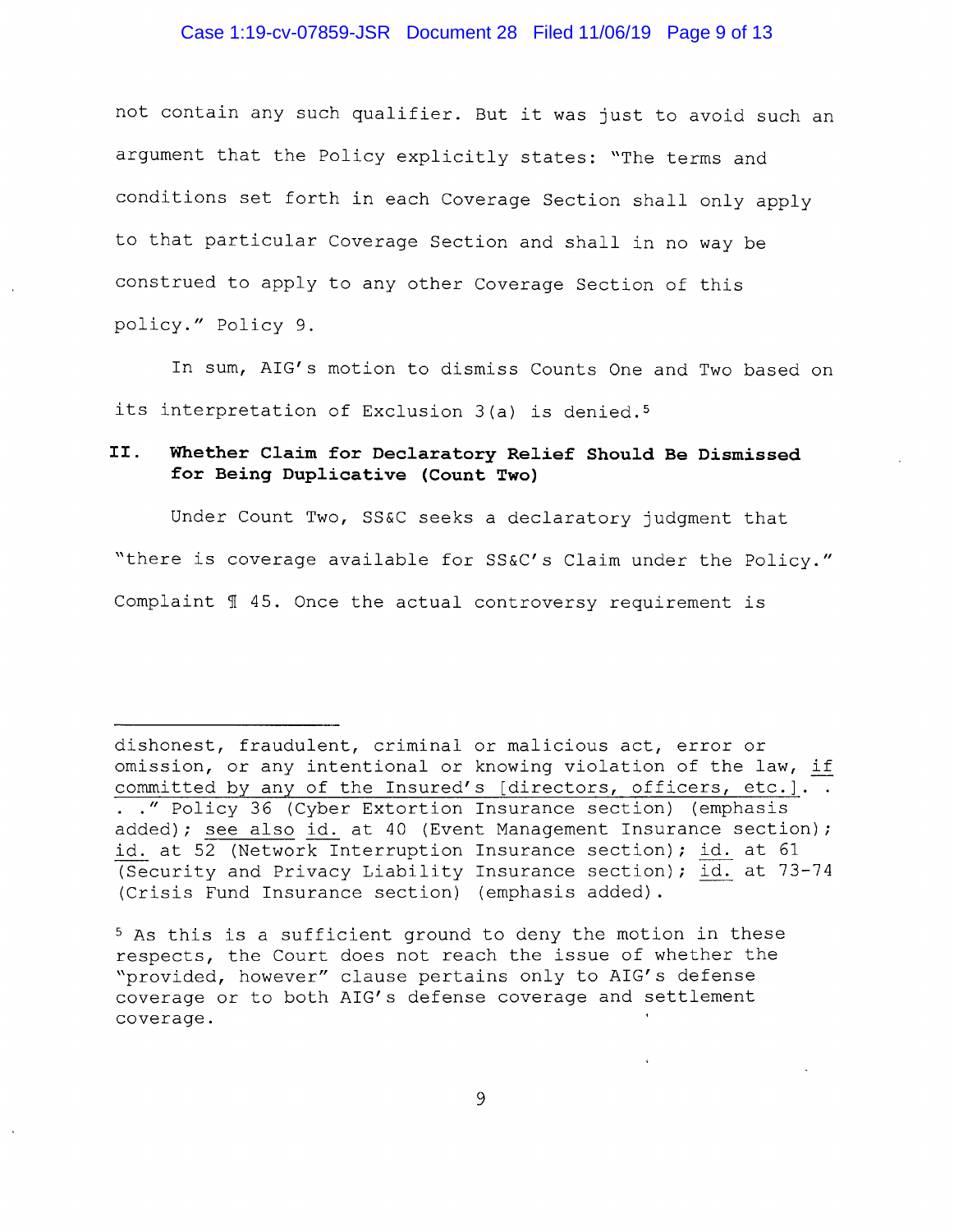not contain any such qualifier. But it was just to avoid such an argument that the Policy explicitly states: "The terms and conditions set forth in each Coverage Section shall only apply to that particular Coverage Section and shall in no way be construed to apply to any other Coverage Section of this policy." Policy 9.

In sum, AIG's motion to dismiss Counts One and Two based on its interpretation of Exclusion 3(a) is denied.[5]

## II. Whether Claim for Declaratory Relief Should Be Dismissed for Being Duplicative (Count Two)

Under Count Two, SS&C seeks a declaratory judgment that "there is coverage available for SS&C's Claim under the Policy." Complaint ¶ 45. Once the actual controversy requirement is

---

dishonest, fraudulent, criminal or malicious act, error or omission, or any intentional or knowing violation of the law, <u>if committed by any of the Insured's [directors, officers, etc.]</u>. . . ." Policy 36 (Cyber Extortion Insurance section) (emphasis added); <u>see also</u> <u>id.</u> at 40 (Event Management Insurance section); <u>id.</u> at 52 (Network Interruption Insurance section); <u>id.</u> at 61 (Security and Privacy Liability Insurance section); <u>id.</u> at 73-74 (Crisis Fund Insurance section) (emphasis added).

[5] As this is a sufficient ground to deny the motion in these respects, the Court does not reach the issue of whether the "provided, however" clause pertains only to AIG's defense coverage or to both AIG's defense coverage and settlement coverage.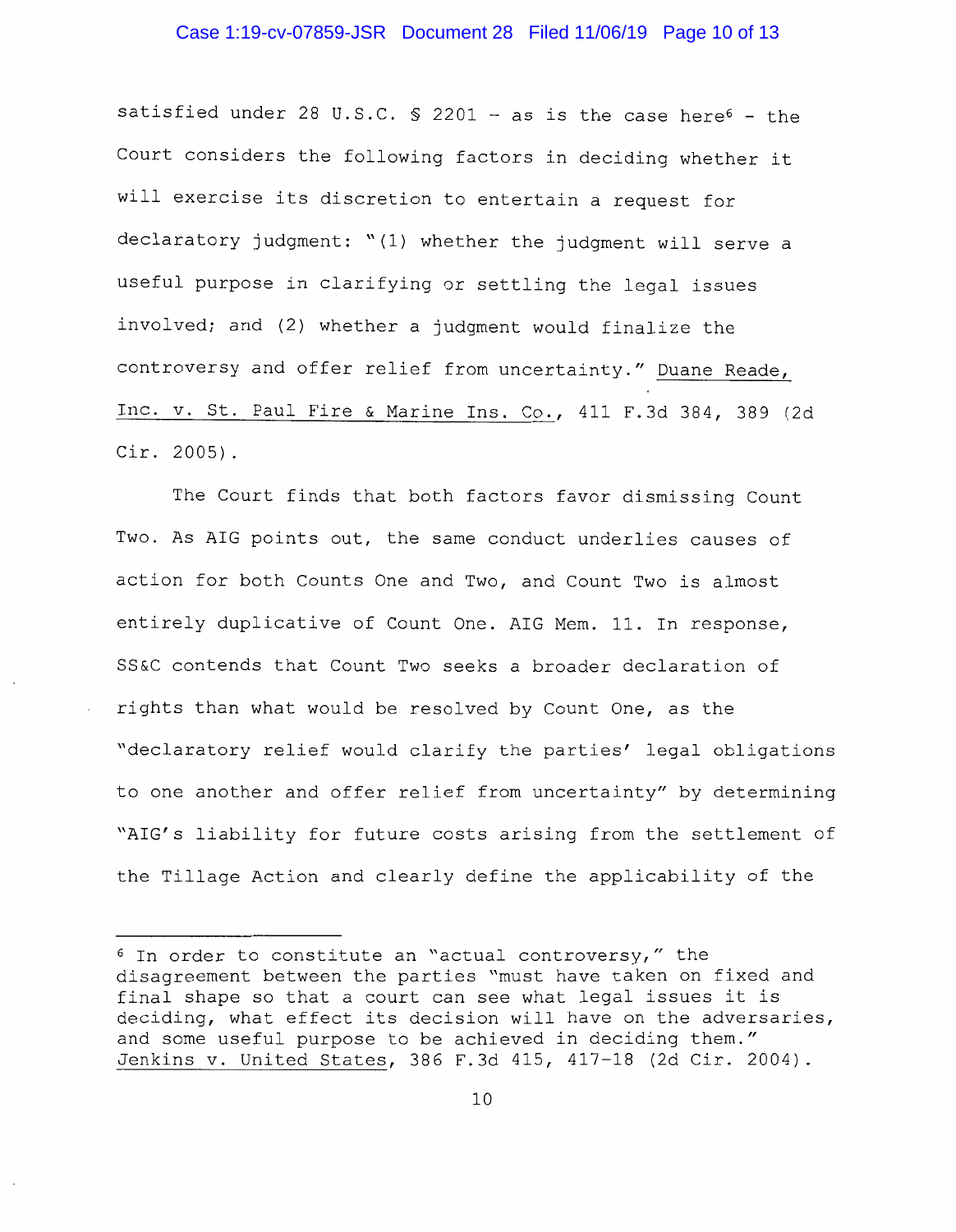satisfied under 28 U.S.C. § 2201 - as is the case here[6] - the Court considers the following factors in deciding whether it will exercise its discretion to entertain a request for declaratory judgment: "(1) whether the judgment will serve a useful purpose in clarifying or settling the legal issues involved; and (2) whether a judgment would finalize the controversy and offer relief from uncertainty." Duane Reade, Inc. v. St. Paul Fire & Marine Ins. Co., 411 F.3d 384, 389 (2d Cir. 2005).

The Court finds that both factors favor dismissing Count Two. As AIG points out, the same conduct underlies causes of action for both Counts One and Two, and Count Two is almost entirely duplicative of Count One. AIG Mem. 11. In response, SS&C contends that Count Two seeks a broader declaration of rights than what would be resolved by Count One, as the "declaratory relief would clarify the parties' legal obligations to one another and offer relief from uncertainty" by determining "AIG's liability for future costs arising from the settlement of the Tillage Action and clearly define the applicability of the

---

[6] In order to constitute an "actual controversy," the disagreement between the parties "must have taken on fixed and final shape so that a court can see what legal issues it is deciding, what effect its decision will have on the adversaries, and some useful purpose to be achieved in deciding them." Jenkins v. United States, 386 F.3d 415, 417-18 (2d Cir. 2004).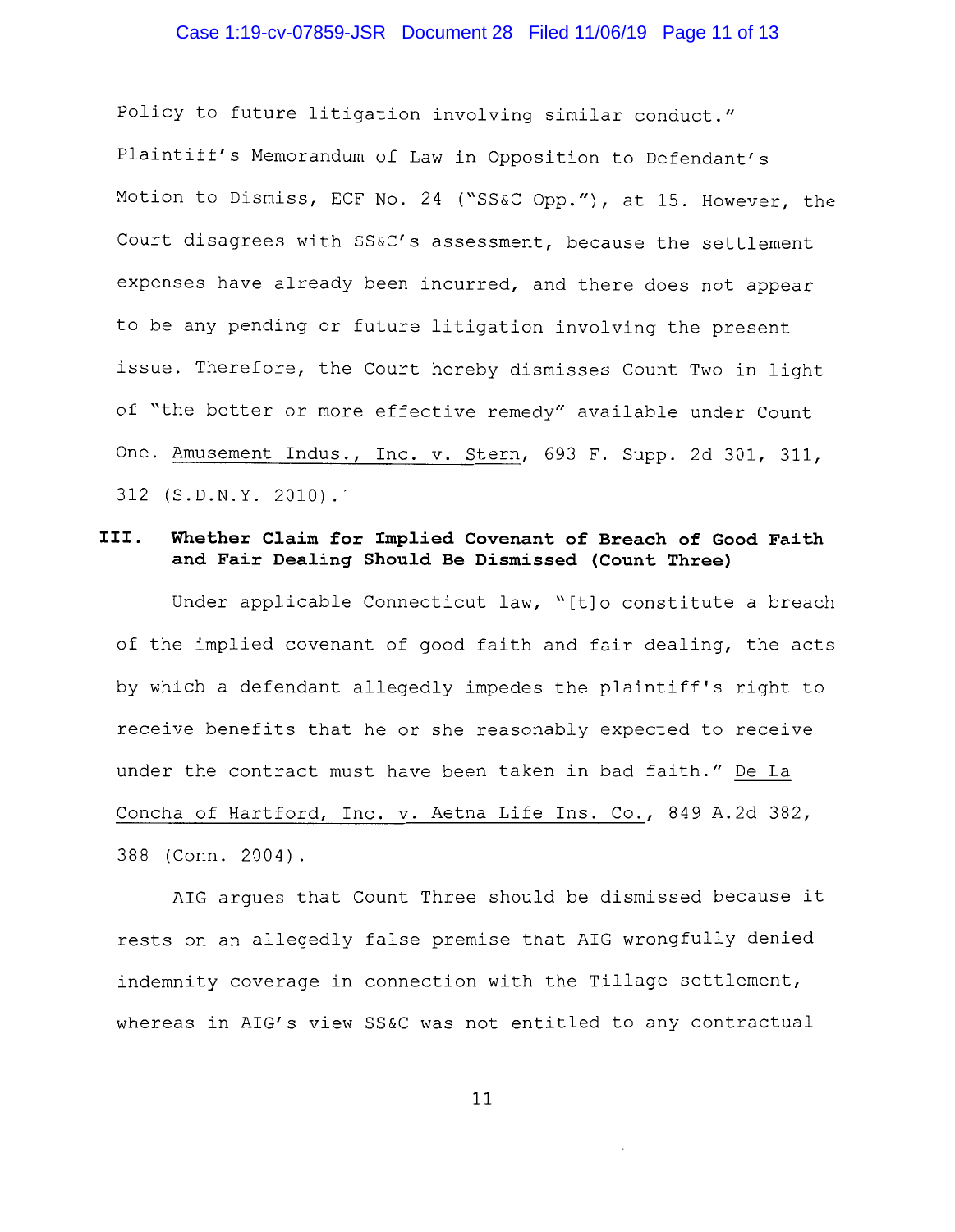Policy to future litigation involving similar conduct." Plaintiff's Memorandum of Law in Opposition to Defendant's Motion to Dismiss, ECF No. 24 ("SS&C Opp."), at 15. However, the Court disagrees with SS&C's assessment, because the settlement expenses have already been incurred, and there does not appear to be any pending or future litigation involving the present issue. Therefore, the Court hereby dismisses Count Two in light of "the better or more effective remedy" available under Count One. Amusement Indus., Inc. v. Stern, 693 F. Supp. 2d 301, 311, 312 (S.D.N.Y. 2010).

## III. Whether Claim for Implied Covenant of Breach of Good Faith and Fair Dealing Should Be Dismissed (Count Three)

Under applicable Connecticut law, "[t]o constitute a breach of the implied covenant of good faith and fair dealing, the acts by which a defendant allegedly impedes the plaintiff's right to receive benefits that he or she reasonably expected to receive under the contract must have been taken in bad faith." De La Concha of Hartford, Inc. v. Aetna Life Ins. Co., 849 A.2d 382, 388 (Conn. 2004).

AIG argues that Count Three should be dismissed because it rests on an allegedly false premise that AIG wrongfully denied indemnity coverage in connection with the Tillage settlement, whereas in AIG's view SS&C was not entitled to any contractual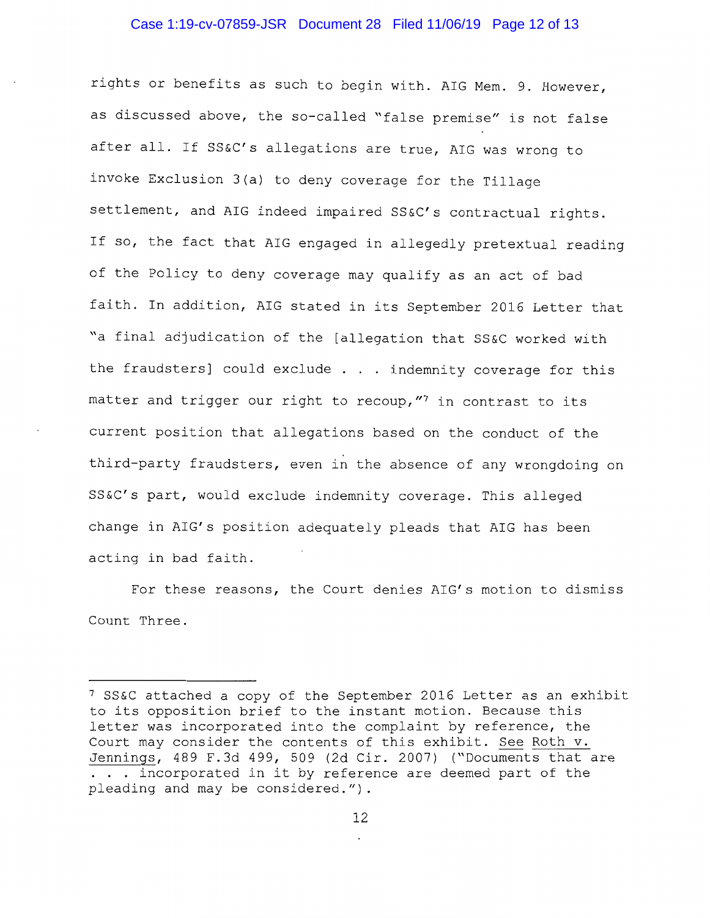rights or benefits as such to begin with. AIG Mem. 9. However, as discussed above, the so-called "false premise" is not false after all. If SS&C's allegations are true, AIG was wrong to invoke Exclusion 3(a) to deny coverage for the Tillage settlement, and AIG indeed impaired SS&C's contractual rights. If so, the fact that AIG engaged in allegedly pretextual reading of the Policy to deny coverage may qualify as an act of bad faith. In addition, AIG stated in its September 2016 Letter that "a final adjudication of the [allegation that SS&C worked with the fraudsters] could exclude . . . indemnity coverage for this matter and trigger our right to recoup,"[7] in contrast to its current position that allegations based on the conduct of the third-party fraudsters, even in the absence of any wrongdoing on SS&C's part, would exclude indemnity coverage. This alleged change in AIG's position adequately pleads that AIG has been acting in bad faith.

For these reasons, the Court denies AIG's motion to dismiss Count Three.

---

[7] SS&C attached a copy of the September 2016 Letter as an exhibit to its opposition brief to the instant motion. Because this letter was incorporated into the complaint by reference, the Court may consider the contents of this exhibit. See Roth v. Jennings, 489 F.3d 499, 509 (2d Cir. 2007) ("Documents that are . . . incorporated in it by reference are deemed part of the pleading and may be considered.").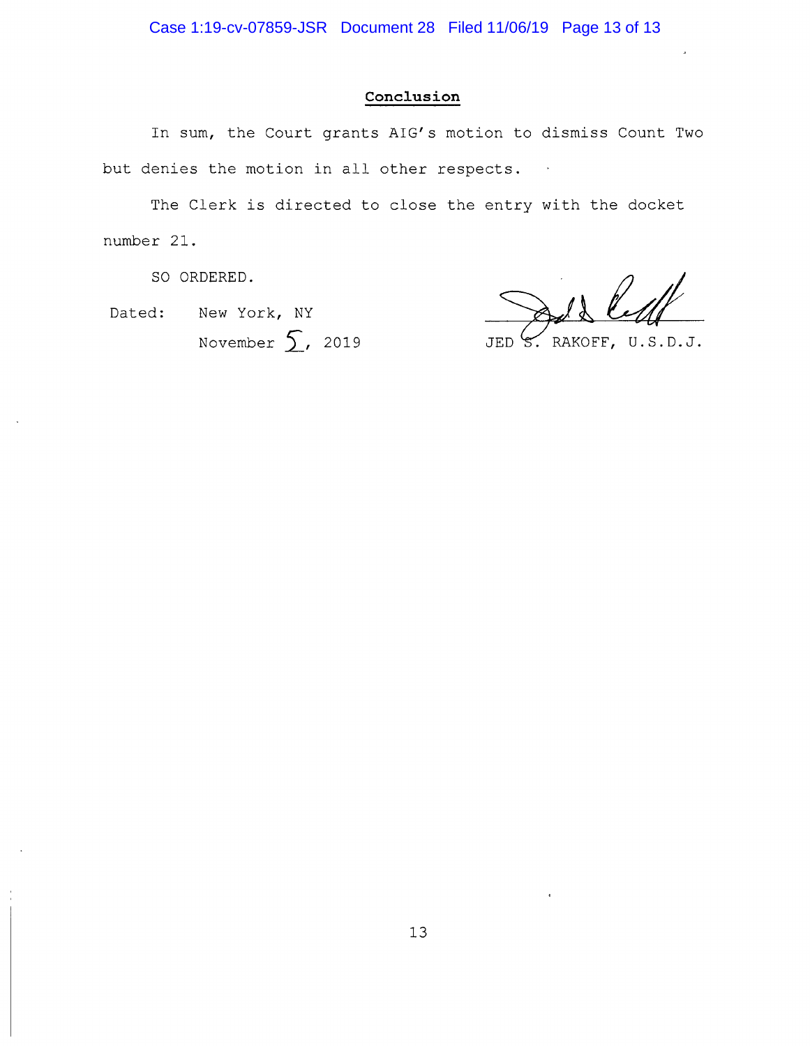## Conclusion

In sum, the Court grants AIG's motion to dismiss Count Two but denies the motion in all other respects.

The Clerk is directed to close the entry with the docket number 21.

SO ORDERED.

Dated: New York, NY
November 5, 2019

JED S. RAKOFF, U.S.D.J.